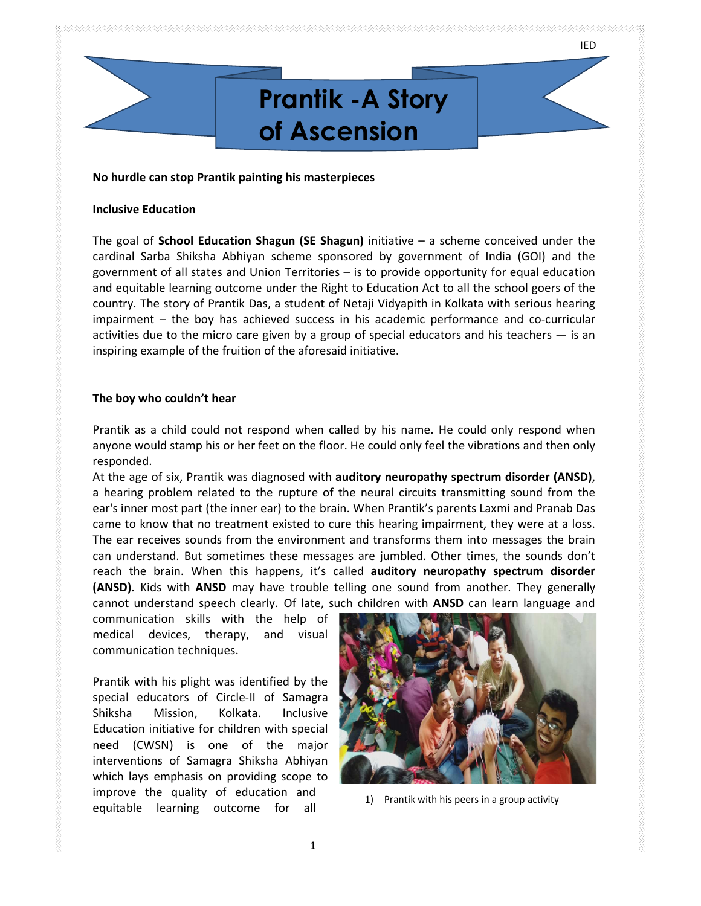# Prantik -A Story of Ascension

**No hurdle can stop Prantik painting his masterpieces**

**Inclusive Education**

The goal of **School Education Shagun (SE Shagun)** initiative – a scheme conceived under the cardinal Sarba Shiksha Abhiyan scheme sponsored by government of India (GOI) and the government of all states and Union Territories – is to provide opportunity for equal education and equitable learning outcome under the Right to Education Act to all the school goers of the country. The story of Prantik Das, a student of Netaji Vidyapith in Kolkata with serious hearing impairment – the boy has achieved success in his academic performance and co-curricular activities due to the micro care given by a group of special educators and his teachers — is an inspiring example of the fruition of the aforesaid initiative.

**The boy who couldn't hear**

Prantik as a child could not respond when called by his name. He could only respond when anyone would stamp his or her feet on the floor. He could only feel the vibrations and then only responded.

At the age of six, Prantik was diagnosed with **auditory neuropathy spectrum disorder (ANSD)**, a hearing problem related to the rupture of the neural circuits transmitting sound from the ear's inner most part (the inner ear) to the brain. When Prantik's parents Laxmi and Pranab Das came to know that no treatment existed to cure this hearing impairment, they were at a loss. The ear receives sounds from the environment and transforms them into messages the brain can understand. But sometimes these messages are jumbled. Other times, the sounds don't reach the brain. When this happens, it's called **auditory neuropathy spectrum disorder (ANSD).** Kids with **ANSD** may have trouble telling one sound from another. They generally cannot understand speech clearly. Of late, such children with **ANSD** can learn language and communication skills with the help of medical devices, therapy, and visual communication techniques.

Prantik with his plight was identified by the special educators of Circle-II of Samagra Shiksha Mission, Kolkata. Inclusive Education initiative for children with special need (CWSN) is one of the major interventions of Samagra Shiksha Abhiyan which lays emphasis on providing scope to improve the quality of education and equitable learning outcome for all

1) Prantik with his peers in a group activity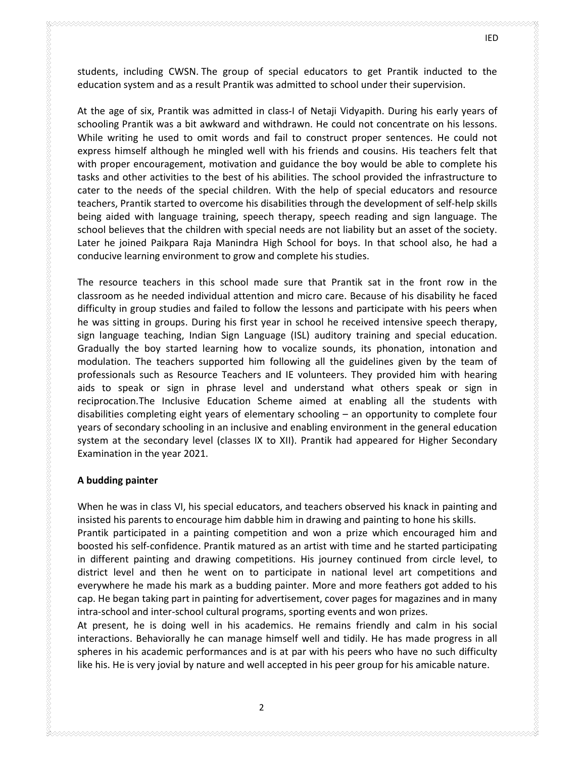students, including CWSN. The group of special educators to get Prantik inducted to the education system and as a result Prantik was admitted to school under their supervision.

At the age of six, Prantik was admitted in class-I of Netaji Vidyapith. During his early years of schooling Prantik was a bit awkward and withdrawn. He could not concentrate on his lessons. While writing he used to omit words and fail to construct proper sentences. He could not express himself although he mingled well with his friends and cousins. His teachers felt that with proper encouragement, motivation and guidance the boy would be able to complete his tasks and other activities to the best of his abilities. The school provided the infrastructure to cater to the needs of the special children. With the help of special educators and resource teachers, Prantik started to overcome his disabilities through the development of self-help skills being aided with language training, speech therapy, speech reading and sign language. The school believes that the children with special needs are not liability but an asset of the society. Later he joined Paikpara Raja Manindra High School for boys. In that school also, he had a conducive learning environment to grow and complete his studies.

The resource teachers in this school made sure that Prantik sat in the front row in the classroom as he needed individual attention and micro care. Because of his disability he faced difficulty in group studies and failed to follow the lessons and participate with his peers when he was sitting in groups. During his first year in school he received intensive speech therapy, sign language teaching, Indian Sign Language (ISL) auditory training and special education. Gradually the boy started learning how to vocalize sounds, its phonation, intonation and modulation. The teachers supported him following all the guidelines given by the team of professionals such as Resource Teachers and IE volunteers. They provided him with hearing aids to speak or sign in phrase level and understand what others speak or sign in reciprocation.The Inclusive Education Scheme aimed at enabling all the students with disabilities completing eight years of elementary schooling – an opportunity to complete four years of secondary schooling in an inclusive and enabling environment in the general education system at the secondary level (classes IX to XII). Prantik had appeared for Higher Secondary Examination in the year 2021.

**A budding painter**

When he was in class VI, his special educators, and teachers observed his knack in painting and insisted his parents to encourage him dabble him in drawing and painting to hone his skills.
Prantik participated in a painting competition and won a prize which encouraged him and boosted his self-confidence. Prantik matured as an artist with time and he started participating in different painting and drawing competitions. His journey continued from circle level, to district level and then he went on to participate in national level art competitions and everywhere he made his mark as a budding painter. More and more feathers got added to his cap. He began taking part in painting for advertisement, cover pages for magazines and in many intra-school and inter-school cultural programs, sporting events and won prizes.
At present, he is doing well in his academics. He remains friendly and calm in his social interactions. Behaviorally he can manage himself well and tidily. He has made progress in all spheres in his academic performances and is at par with his peers who have no such difficulty like his. He is very jovial by nature and well accepted in his peer group for his amicable nature.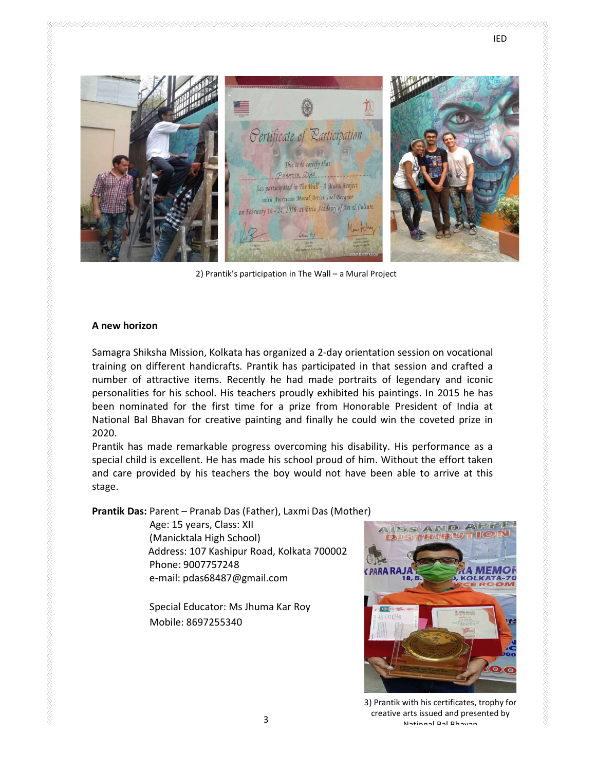2) Prantik's participation in The Wall – a Mural Project

**A new horizon**

Samagra Shiksha Mission, Kolkata has organized a 2-day orientation session on vocational training on different handicrafts. Prantik has participated in that session and crafted a number of attractive items. Recently he had made portraits of legendary and iconic personalities for his school. His teachers proudly exhibited his paintings. In 2015 he has been nominated for the first time for a prize from Honorable President of India at National Bal Bhavan for creative painting and finally he could win the coveted prize in 2020.

Prantik has made remarkable progress overcoming his disability. His performance as a special child is excellent. He has made his school proud of him. Without the effort taken and care provided by his teachers the boy would not have been able to arrive at this stage.

**Prantik Das:** Parent – Pranab Das (Father), Laxmi Das (Mother)
Age: 15 years, Class: XII
(Manicktala High School)
Address: 107 Kashipur Road, Kolkata 700002
Phone: 9007757248
e-mail: pdas68487@gmail.com

Special Educator: Ms Jhuma Kar Roy
Mobile: 8697255340

3) Prantik with his certificates, trophy for creative arts issued and presented by National Bal Bhavan